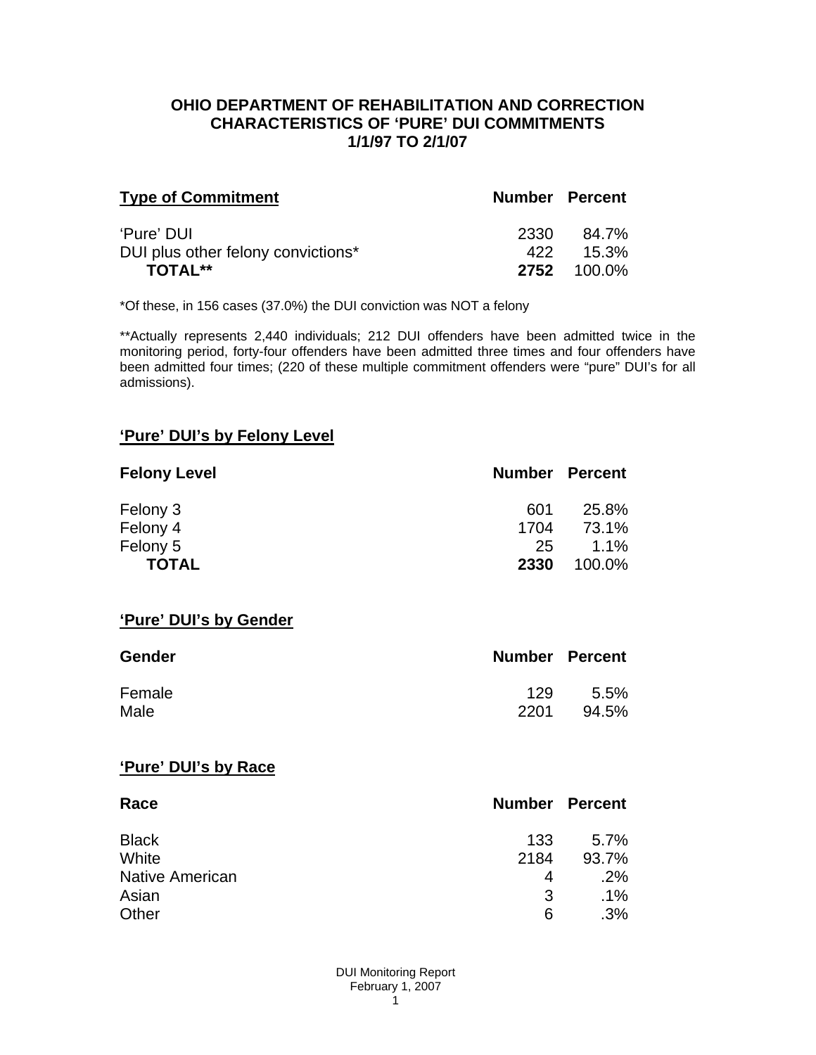# OHIO DEPARTMENT OF REHABILITATION AND CORRECTION
## CHARACTERISTICS OF 'PURE' DUI COMMITMENTS
## 1/1/97 TO 2/1/07

| Type of Commitment | Number | Percent |
|---|---|---|
| 'Pure' DUI | 2330 | 84.7% |
| DUI plus other felony convictions* | 422 | 15.3% |
| **TOTAL**** | **2752** | 100.0% |

*Of these, in 156 cases (37.0%) the DUI conviction was NOT a felony

**Actually represents 2,440 individuals; 212 DUI offenders have been admitted twice in the monitoring period, forty-four offenders have been admitted three times and four offenders have been admitted four times; (220 of these multiple commitment offenders were "pure" DUI's for all admissions).

### 'Pure' DUI's by Felony Level

| Felony Level | Number | Percent |
|---|---|---|
| Felony 3 | 601 | 25.8% |
| Felony 4 | 1704 | 73.1% |
| Felony 5 | 25 | 1.1% |
| **TOTAL** | **2330** | 100.0% |

### 'Pure' DUI's by Gender

| Gender | Number | Percent |
|---|---|---|
| Female | 129 | 5.5% |
| Male | 2201 | 94.5% |

### 'Pure' DUI's by Race

| Race | Number | Percent |
|---|---|---|
| Black | 133 | 5.7% |
| White | 2184 | 93.7% |
| Native American | 4 | .2% |
| Asian | 3 | .1% |
| Other | 6 | .3% |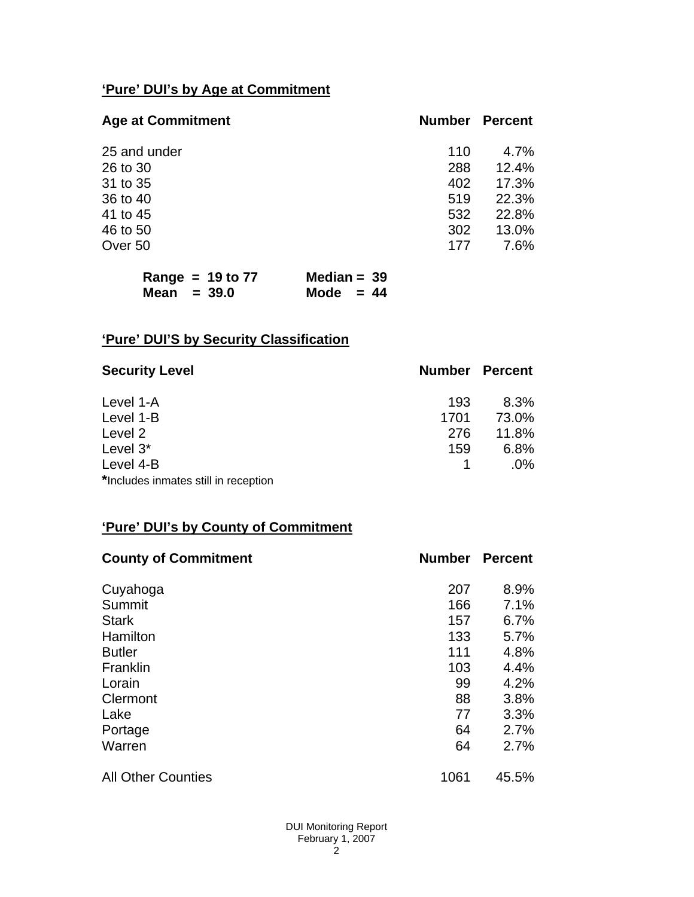## 'Pure' DUI's by Age at Commitment

| Age at Commitment | Number | Percent |
|---|---|---|
| 25 and under | 110 | 4.7% |
| 26 to 30 | 288 | 12.4% |
| 31 to 35 | 402 | 17.3% |
| 36 to 40 | 519 | 22.3% |
| 41 to 45 | 532 | 22.8% |
| 46 to 50 | 302 | 13.0% |
| Over 50 | 177 | 7.6% |

**Range = 19 to 77** **Median = 39**
**Mean = 39.0** **Mode = 44**

## 'Pure' DUI'S by Security Classification

| Security Level | Number | Percent |
|---|---|---|
| Level 1-A | 193 | 8.3% |
| Level 1-B | 1701 | 73.0% |
| Level 2 | 276 | 11.8% |
| Level 3* | 159 | 6.8% |
| Level 4-B | 1 | .0% |

**\***Includes inmates still in reception

## 'Pure' DUI's by County of Commitment

| County of Commitment | Number | Percent |
|---|---|---|
| Cuyahoga | 207 | 8.9% |
| Summit | 166 | 7.1% |
| Stark | 157 | 6.7% |
| Hamilton | 133 | 5.7% |
| Butler | 111 | 4.8% |
| Franklin | 103 | 4.4% |
| Lorain | 99 | 4.2% |
| Clermont | 88 | 3.8% |
| Lake | 77 | 3.3% |
| Portage | 64 | 2.7% |
| Warren | 64 | 2.7% |
| All Other Counties | 1061 | 45.5% |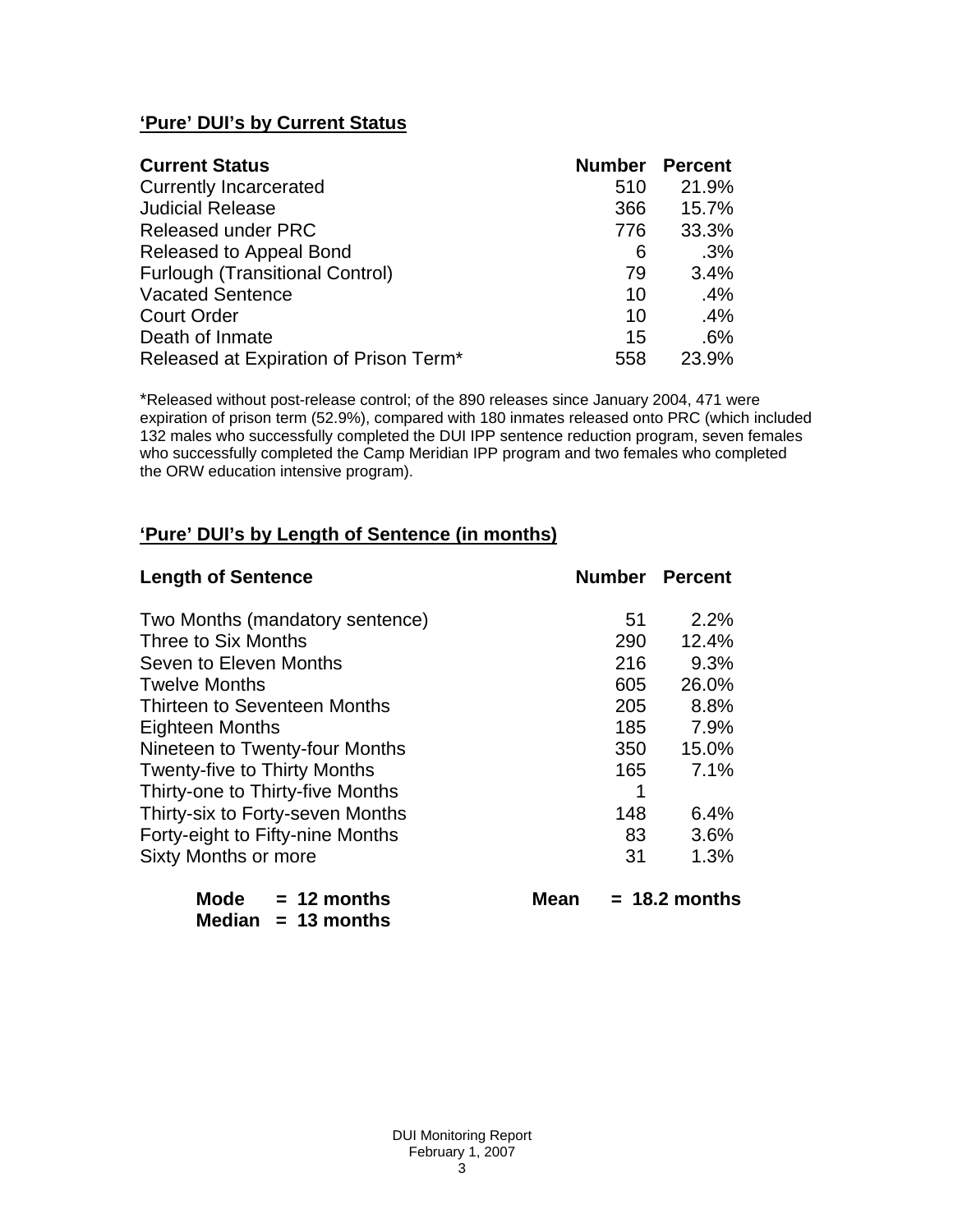## 'Pure' DUI's by Current Status

| Current Status | Number | Percent |
|---|---|---|
| Currently Incarcerated | 510 | 21.9% |
| Judicial Release | 366 | 15.7% |
| Released under PRC | 776 | 33.3% |
| Released to Appeal Bond | 6 | .3% |
| Furlough (Transitional Control) | 79 | 3.4% |
| Vacated Sentence | 10 | .4% |
| Court Order | 10 | .4% |
| Death of Inmate | 15 | .6% |
| Released at Expiration of Prison Term* | 558 | 23.9% |

*Released without post-release control; of the 890 releases since January 2004, 471 were expiration of prison term (52.9%), compared with 180 inmates released onto PRC (which included 132 males who successfully completed the DUI IPP sentence reduction program, seven females who successfully completed the Camp Meridian IPP program and two females who completed the ORW education intensive program).

## 'Pure' DUI's by Length of Sentence (in months)

| Length of Sentence | Number | Percent |
|---|---|---|
| Two Months (mandatory sentence) | 51 | 2.2% |
| Three to Six Months | 290 | 12.4% |
| Seven to Eleven Months | 216 | 9.3% |
| Twelve Months | 605 | 26.0% |
| Thirteen to Seventeen Months | 205 | 8.8% |
| Eighteen Months | 185 | 7.9% |
| Nineteen to Twenty-four Months | 350 | 15.0% |
| Twenty-five to Thirty Months | 165 | 7.1% |
| Thirty-one to Thirty-five Months | 1 | |
| Thirty-six to Forty-seven Months | 148 | 6.4% |
| Forty-eight to Fifty-nine Months | 83 | 3.6% |
| Sixty Months or more | 31 | 1.3% |

**Mode = 12 months** **Mean = 18.2 months**
**Median = 13 months**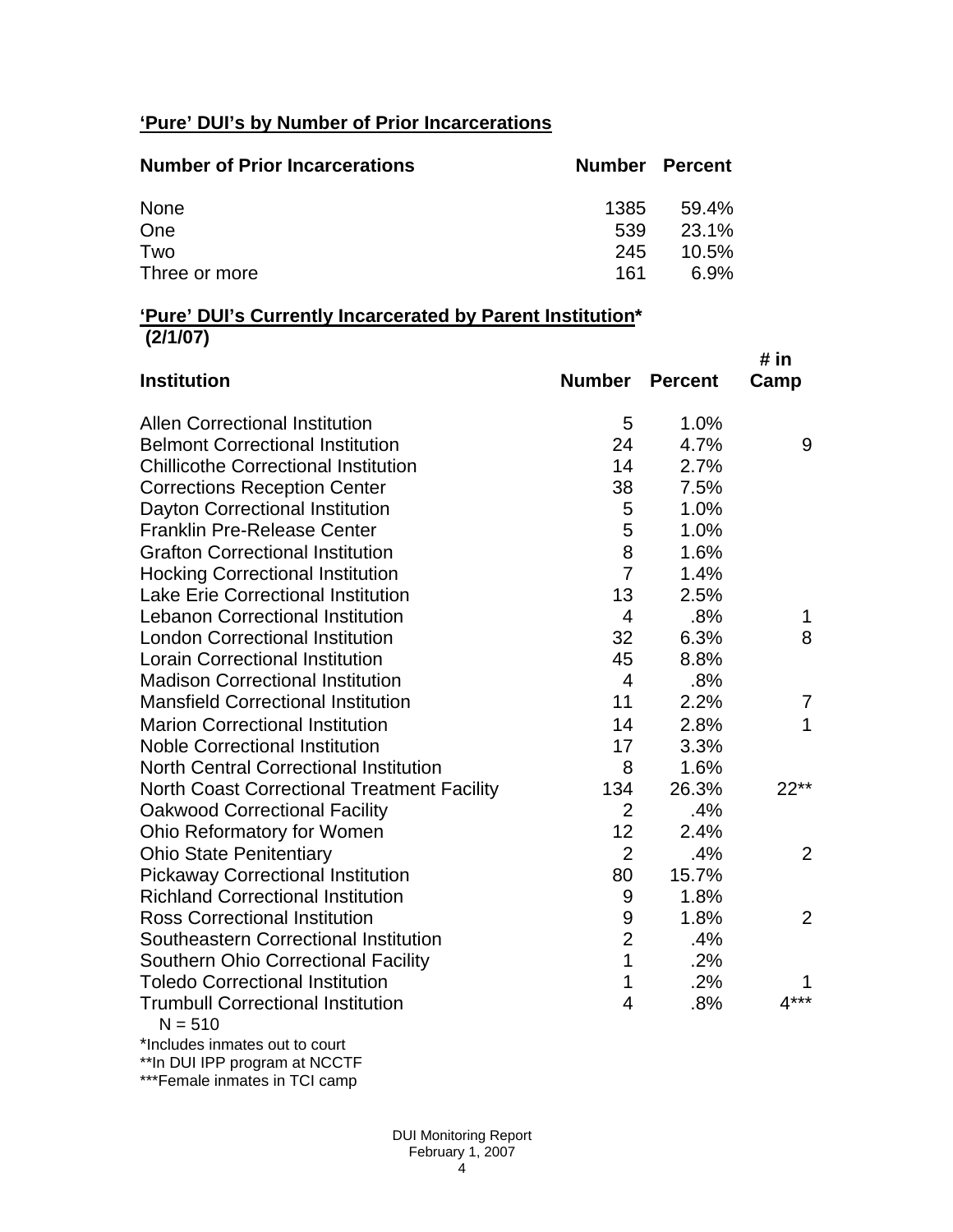## 'Pure' DUI's by Number of Prior Incarcerations

| Number of Prior Incarcerations | Number | Percent |
|---|---|---|
| None | 1385 | 59.4% |
| One | 539 | 23.1% |
| Two | 245 | 10.5% |
| Three or more | 161 | 6.9% |

## 'Pure' DUI's Currently Incarcerated by Parent Institution* (2/1/07)

| Institution | Number | Percent | # in Camp |
|---|---|---|---|
| Allen Correctional Institution | 5 | 1.0% | |
| Belmont Correctional Institution | 24 | 4.7% | 9 |
| Chillicothe Correctional Institution | 14 | 2.7% | |
| Corrections Reception Center | 38 | 7.5% | |
| Dayton Correctional Institution | 5 | 1.0% | |
| Franklin Pre-Release Center | 5 | 1.0% | |
| Grafton Correctional Institution | 8 | 1.6% | |
| Hocking Correctional Institution | 7 | 1.4% | |
| Lake Erie Correctional Institution | 13 | 2.5% | |
| Lebanon Correctional Institution | 4 | .8% | 1 |
| London Correctional Institution | 32 | 6.3% | 8 |
| Lorain Correctional Institution | 45 | 8.8% | |
| Madison Correctional Institution | 4 | .8% | |
| Mansfield Correctional Institution | 11 | 2.2% | 7 |
| Marion Correctional Institution | 14 | 2.8% | 1 |
| Noble Correctional Institution | 17 | 3.3% | |
| North Central Correctional Institution | 8 | 1.6% | |
| North Coast Correctional Treatment Facility | 134 | 26.3% | 22** |
| Oakwood Correctional Facility | 2 | .4% | |
| Ohio Reformatory for Women | 12 | 2.4% | |
| Ohio State Penitentiary | 2 | .4% | 2 |
| Pickaway Correctional Institution | 80 | 15.7% | |
| Richland Correctional Institution | 9 | 1.8% | |
| Ross Correctional Institution | 9 | 1.8% | 2 |
| Southeastern Correctional Institution | 2 | .4% | |
| Southern Ohio Correctional Facility | 1 | .2% | |
| Toledo Correctional Institution | 1 | .2% | 1 |
| Trumbull Correctional Institution | 4 | .8% | 4*** |

N = 510

*Includes inmates out to court

**In DUI IPP program at NCCTF

***Female inmates in TCI camp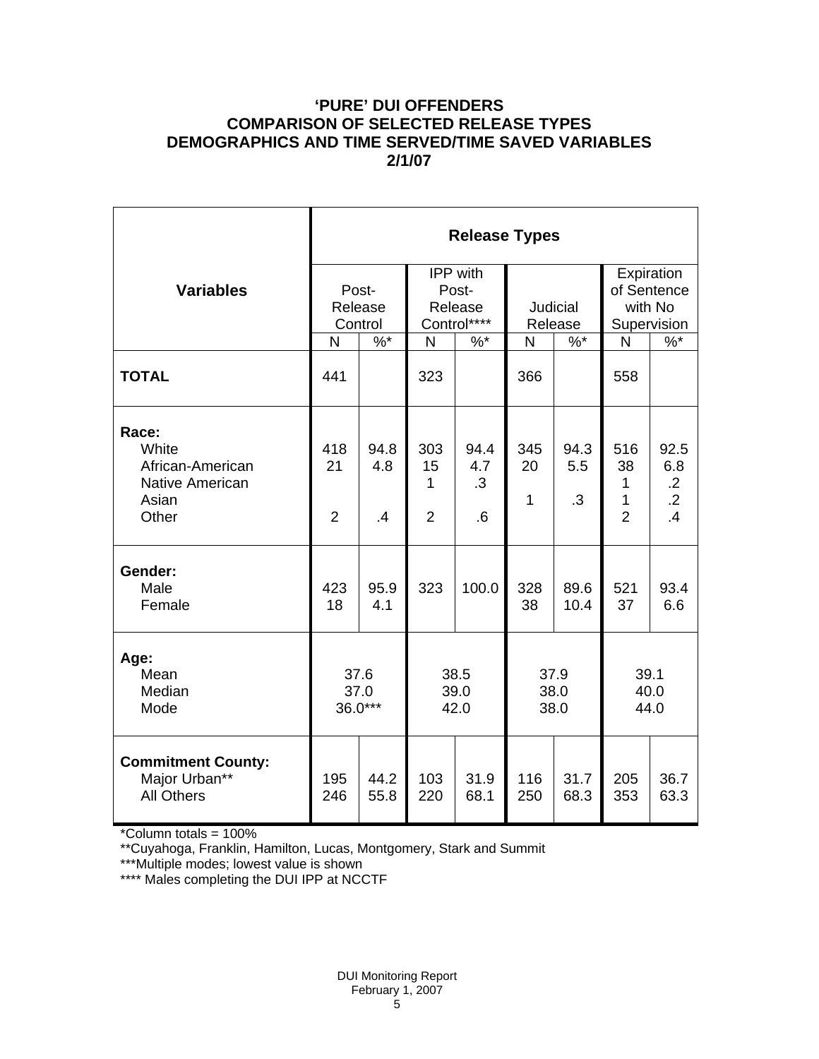# 'PURE' DUI OFFENDERS
# COMPARISON OF SELECTED RELEASE TYPES
# DEMOGRAPHICS AND TIME SERVED/TIME SAVED VARIABLES
# 2/1/07

| Variables | Release Types | | | | | | | |
|---|---|---|---|---|---|---|---|---|
| | Post-Release Control | | IPP with Post-Release Control**** | | Judicial Release | | Expiration of Sentence with No Supervision | |
| | N | %* | N | %* | N | %* | N | %* |
| **TOTAL** | 441 | | 323 | | 366 | | 558 | |
| **Race:** | | | | | | | | |
| White | 418 | 94.8 | 303 | 94.4 | 345 | 94.3 | 516 | 92.5 |
| African-American | 21 | 4.8 | 15 | 4.7 | 20 | 5.5 | 38 | 6.8 |
| Native American | | | 1 | .3 | 1 | .3 | 1 | .2 |
| Asian | | | | | | | 1 | .2 |
| Other | 2 | .4 | 2 | .6 | | | 2 | .4 |
| **Gender:** | | | | | | | | |
| Male | 423 | 95.9 | 323 | 100.0 | 328 | 89.6 | 521 | 93.4 |
| Female | 18 | 4.1 | | | 38 | 10.4 | 37 | 6.6 |
| **Age:** | | | | | | | | |
| Mean | 37.6 | | 38.5 | | 37.9 | | 39.1 | |
| Median | 37.0 | | 39.0 | | 38.0 | | 40.0 | |
| Mode | 36.0*** | | 42.0 | | 38.0 | | 44.0 | |
| **Commitment County:** | | | | | | | | |
| Major Urban** | 195 | 44.2 | 103 | 31.9 | 116 | 31.7 | 205 | 36.7 |
| All Others | 246 | 55.8 | 220 | 68.1 | 250 | 68.3 | 353 | 63.3 |

*Column totals = 100%

**Cuyahoga, Franklin, Hamilton, Lucas, Montgomery, Stark and Summit

***Multiple modes; lowest value is shown

**** Males completing the DUI IPP at NCCTF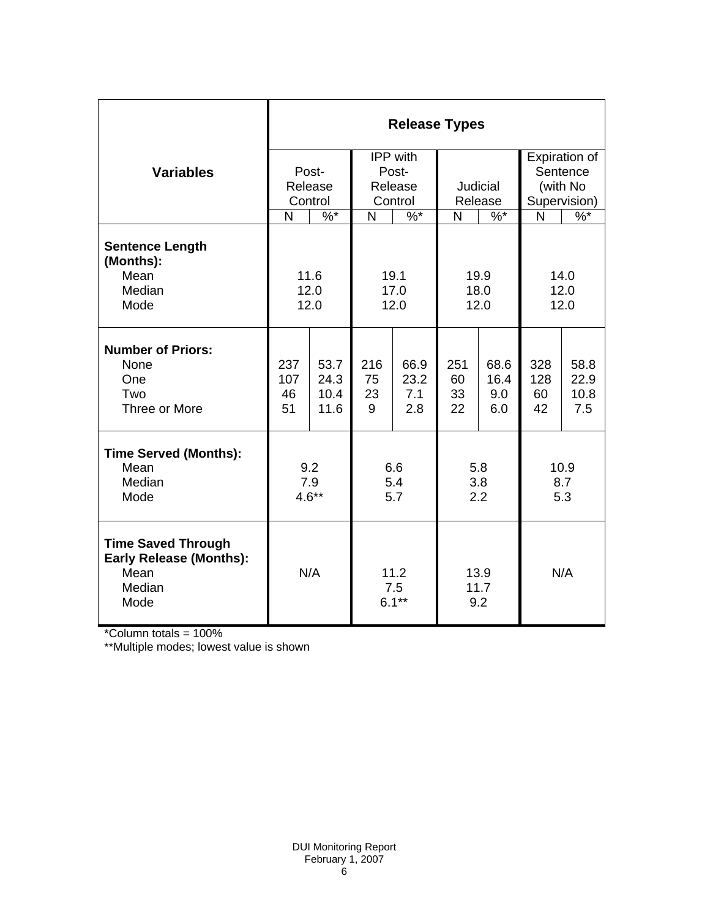| Variables | Release Types | | | | | | | |
|---|---|---|---|---|---|---|---|---|
| | Post-Release Control | | IPP with Post-Release Control | | Judicial Release | | Expiration of Sentence (with No Supervision) | |
| | N | %* | N | %* | N | %* | N | %* |
| **Sentence Length (Months):** | | | | | | | | |
| Mean | 11.6 | | 19.1 | | 19.9 | | 14.0 | |
| Median | 12.0 | | 17.0 | | 18.0 | | 12.0 | |
| Mode | 12.0 | | 12.0 | | 12.0 | | 12.0 | |
| **Number of Priors:** | | | | | | | | |
| None | 237 | 53.7 | 216 | 66.9 | 251 | 68.6 | 328 | 58.8 |
| One | 107 | 24.3 | 75 | 23.2 | 60 | 16.4 | 128 | 22.9 |
| Two | 46 | 10.4 | 23 | 7.1 | 33 | 9.0 | 60 | 10.8 |
| Three or More | 51 | 11.6 | 9 | 2.8 | 22 | 6.0 | 42 | 7.5 |
| **Time Served (Months):** | | | | | | | | |
| Mean | 9.2 | | 6.6 | | 5.8 | | 10.9 | |
| Median | 7.9 | | 5.4 | | 3.8 | | 8.7 | |
| Mode | 4.6** | | 5.7 | | 2.2 | | 5.3 | |
| **Time Saved Through Early Release (Months):** | | | | | | | | |
| Mean | N/A | | 11.2 | | 13.9 | | N/A | |
| Median | | | 7.5 | | 11.7 | | | |
| Mode | | | 6.1** | | 9.2 | | | |

*Column totals = 100%

**Multiple modes; lowest value is shown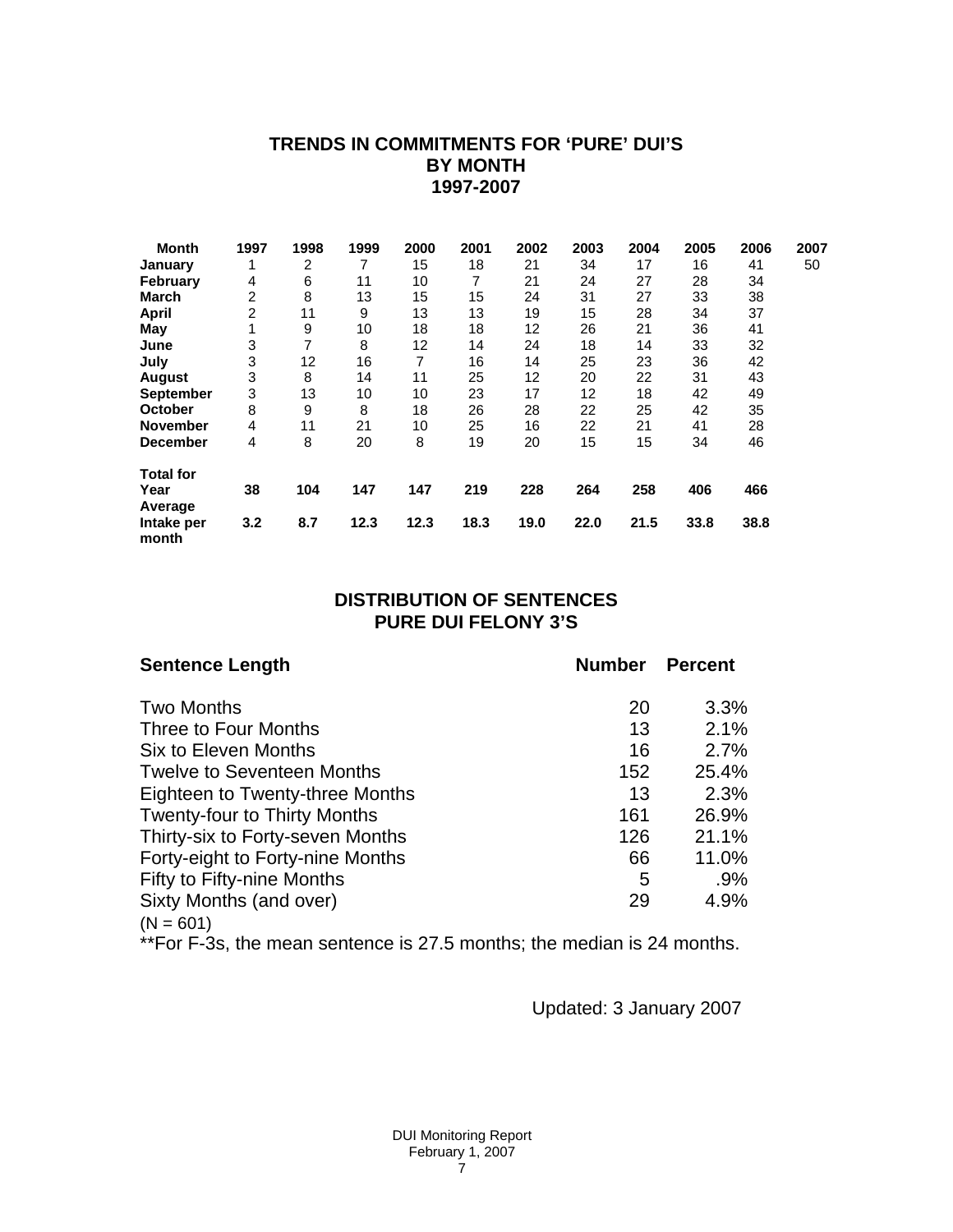## TRENDS IN COMMITMENTS FOR 'PURE' DUI'S BY MONTH 1997-2007

| Month | 1997 | 1998 | 1999 | 2000 | 2001 | 2002 | 2003 | 2004 | 2005 | 2006 | 2007 |
|---|---|---|---|---|---|---|---|---|---|---|---|
| January | 1 | 2 | 7 | 15 | 18 | 21 | 34 | 17 | 16 | 41 | 50 |
| February | 4 | 6 | 11 | 10 | 7 | 21 | 24 | 27 | 28 | 34 | |
| March | 2 | 8 | 13 | 15 | 15 | 24 | 31 | 27 | 33 | 38 | |
| April | 2 | 11 | 9 | 13 | 13 | 19 | 15 | 28 | 34 | 37 | |
| May | 1 | 9 | 10 | 18 | 18 | 12 | 26 | 21 | 36 | 41 | |
| June | 3 | 7 | 8 | 12 | 14 | 24 | 18 | 14 | 33 | 32 | |
| July | 3 | 12 | 16 | 7 | 16 | 14 | 25 | 23 | 36 | 42 | |
| August | 3 | 8 | 14 | 11 | 25 | 12 | 20 | 22 | 31 | 43 | |
| September | 3 | 13 | 10 | 10 | 23 | 17 | 12 | 18 | 42 | 49 | |
| October | 8 | 9 | 8 | 18 | 26 | 28 | 22 | 25 | 42 | 35 | |
| November | 4 | 11 | 21 | 10 | 25 | 16 | 22 | 21 | 41 | 28 | |
| December | 4 | 8 | 20 | 8 | 19 | 20 | 15 | 15 | 34 | 46 | |
| **Total for Year** | **38** | **104** | **147** | **147** | **219** | **228** | **264** | **258** | **406** | **466** | |
| **Average Intake per month** | **3.2** | **8.7** | **12.3** | **12.3** | **18.3** | **19.0** | **22.0** | **21.5** | **33.8** | **38.8** | |

## DISTRIBUTION OF SENTENCES PURE DUI FELONY 3'S

| Sentence Length | Number | Percent |
|---|---|---|
| Two Months | 20 | 3.3% |
| Three to Four Months | 13 | 2.1% |
| Six to Eleven Months | 16 | 2.7% |
| Twelve to Seventeen Months | 152 | 25.4% |
| Eighteen to Twenty-three Months | 13 | 2.3% |
| Twenty-four to Thirty Months | 161 | 26.9% |
| Thirty-six to Forty-seven Months | 126 | 21.1% |
| Forty-eight to Forty-nine Months | 66 | 11.0% |
| Fifty to Fifty-nine Months | 5 | .9% |
| Sixty Months (and over) | 29 | 4.9% |

(N = 601)

**For F-3s, the mean sentence is 27.5 months; the median is 24 months.

Updated: 3 January 2007